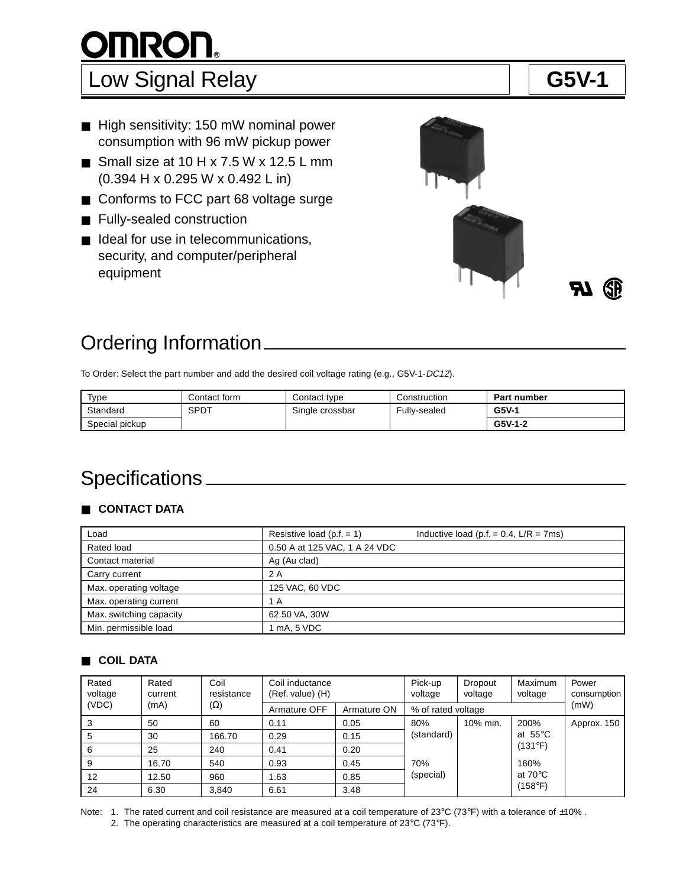# OMRON

## Low Signal Relay — G5V-1

- High sensitivity: 150 mW nominal power consumption with 96 mW pickup power
- Small size at 10 H x 7.5 W x 12.5 L mm (0.394 H x 0.295 W x 0.492 L in)
- Conforms to FCC part 68 voltage surge
- Fully-sealed construction
- Ideal for use in telecommunications, security, and computer/peripheral equipment

## Ordering Information

To Order: Select the part number and add the desired coil voltage rating (e.g., G5V-1-*DC12*).

| Type | Contact form | Contact type | Construction | **Part number** |
|---|---|---|---|---|
| Standard | SPDT | Single crossbar | Fully-sealed | **G5V-1** |
| Special pickup | | | | **G5V-1-2** |

## Specifications

### CONTACT DATA

| Load | Resistive load (p.f. = 1) &nbsp;&nbsp;&nbsp; Inductive load (p.f. = 0.4, L/R = 7ms) |
|---|---|
| Rated load | 0.50 A at 125 VAC, 1 A 24 VDC |
| Contact material | Ag (Au clad) |
| Carry current | 2 A |
| Max. operating voltage | 125 VAC, 60 VDC |
| Max. operating current | 1 A |
| Max. switching capacity | 62.50 VA, 30W |
| Min. permissible load | 1 mA, 5 VDC |

### COIL DATA

| Rated voltage (VDC) | Rated current (mA) | Coil resistance (Ω) | Coil inductance (Ref. value) (H) | | Pick-up voltage | Dropout voltage | Maximum voltage | Power consumption (mW) |
|---|---|---|---|---|---|---|---|---|
| | | | Armature OFF | Armature ON | % of rated voltage | | | |
| 3 | 50 | 60 | 0.11 | 0.05 | 80% (standard) 70% (special) | 10% min. | 200% at 55°C (131°F) 160% at 70°C (158°F) | Approx. 150 |
| 5 | 30 | 166.70 | 0.29 | 0.15 | | | | |
| 6 | 25 | 240 | 0.41 | 0.20 | | | | |
| 9 | 16.70 | 540 | 0.93 | 0.45 | | | | |
| 12 | 12.50 | 960 | 1.63 | 0.85 | | | | |
| 24 | 6.30 | 3,840 | 6.61 | 3.48 | | | | |

Note: 1. The rated current and coil resistance are measured at a coil temperature of 23°C (73°F) with a tolerance of ±10% .
2. The operating characteristics are measured at a coil temperature of 23°C (73°F).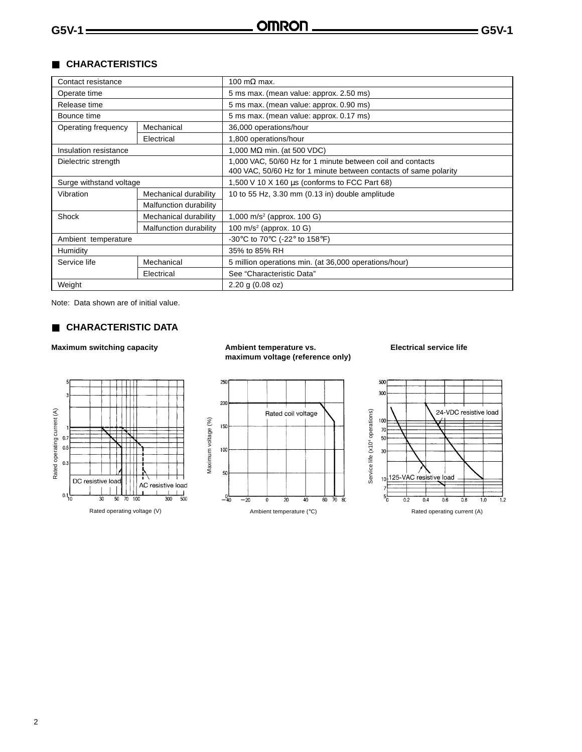## CHARACTERISTICS

| Contact resistance | | 100 mΩ max. |
|---|---|---|
| Operate time | | 5 ms max. (mean value: approx. 2.50 ms) |
| Release time | | 5 ms max. (mean value: approx. 0.90 ms) |
| Bounce time | | 5 ms max. (mean value: approx. 0.17 ms) |
| Operating frequency | Mechanical | 36,000 operations/hour |
| | Electrical | 1,800 operations/hour |
| Insulation resistance | | 1,000 MΩ min. (at 500 VDC) |
| Dielectric strength | | 1,000 VAC, 50/60 Hz for 1 minute between coil and contacts<br>400 VAC, 50/60 Hz for 1 minute between contacts of same polarity |
| Surge withstand voltage | | 1,500 V 10 X 160 µs (conforms to FCC Part 68) |
| Vibration | Mechanical durability | 10 to 55 Hz, 3.30 mm (0.13 in) double amplitude |
| | Malfunction durability | |
| Shock | Mechanical durability | 1,000 $m/s^2$ (approx. 100 G) |
| | Malfunction durability | 100 $m/s^2$ (approx. 10 G) |
| Ambient temperature | | -30°C to 70°C (-22° to 158°F) |
| Humidity | | 35% to 85% RH |
| Service life | Mechanical | 5 million operations min. (at 36,000 operations/hour) |
| | Electrical | See “Characteristic Data” |
| Weight | | 2.20 g (0.08 oz) |

Note: Data shown are of initial value.

## CHARACTERISTIC DATA

**Maximum switching capacity**

**Ambient temperature vs. maximum voltage (reference only)**

**Electrical service life**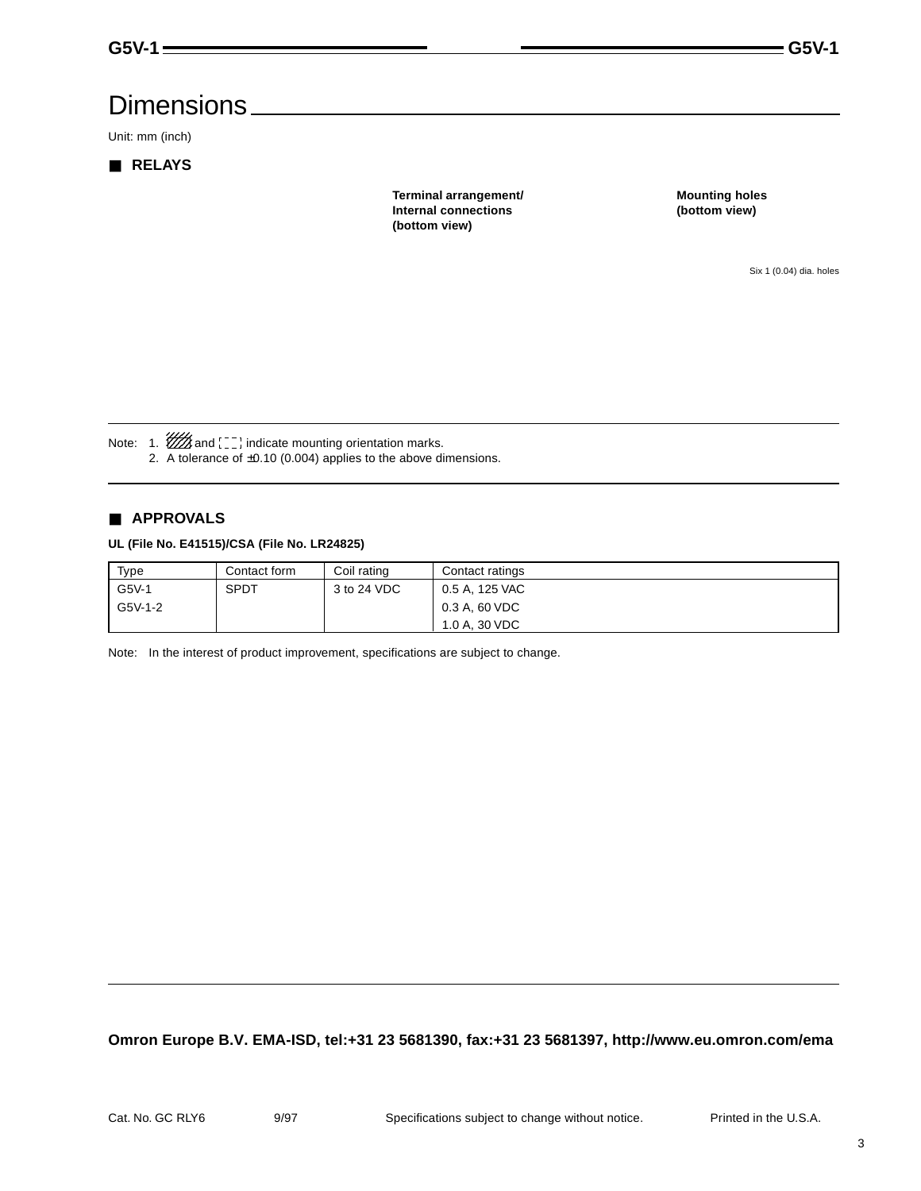# Dimensions

Unit: mm (inch)

## ■ RELAYS

**Terminal arrangement/ Internal connections (bottom view)**

**Mounting holes (bottom view)**

Six 1 (0.04) dia. holes

Note: 1. ▨ and ⬚ indicate mounting orientation marks.
2. A tolerance of ±0.10 (0.004) applies to the above dimensions.

## ■ APPROVALS

**UL (File No. E41515)/CSA (File No. LR24825)**

| Type | Contact form | Coil rating | Contact ratings |
|---|---|---|---|
| G5V-1 | SPDT | 3 to 24 VDC | 0.5 A, 125 VAC |
| G5V-1-2 | | | 0.3 A, 60 VDC |
| | | | 1.0 A, 30 VDC |

Note: In the interest of product improvement, specifications are subject to change.

**Omron Europe B.V. EMA-ISD, tel:+31 23 5681390, fax:+31 23 5681397, http://www.eu.omron.com/ema**

Cat. No. GC RLY6 9/97 Specifications subject to change without notice. Printed in the U.S.A.